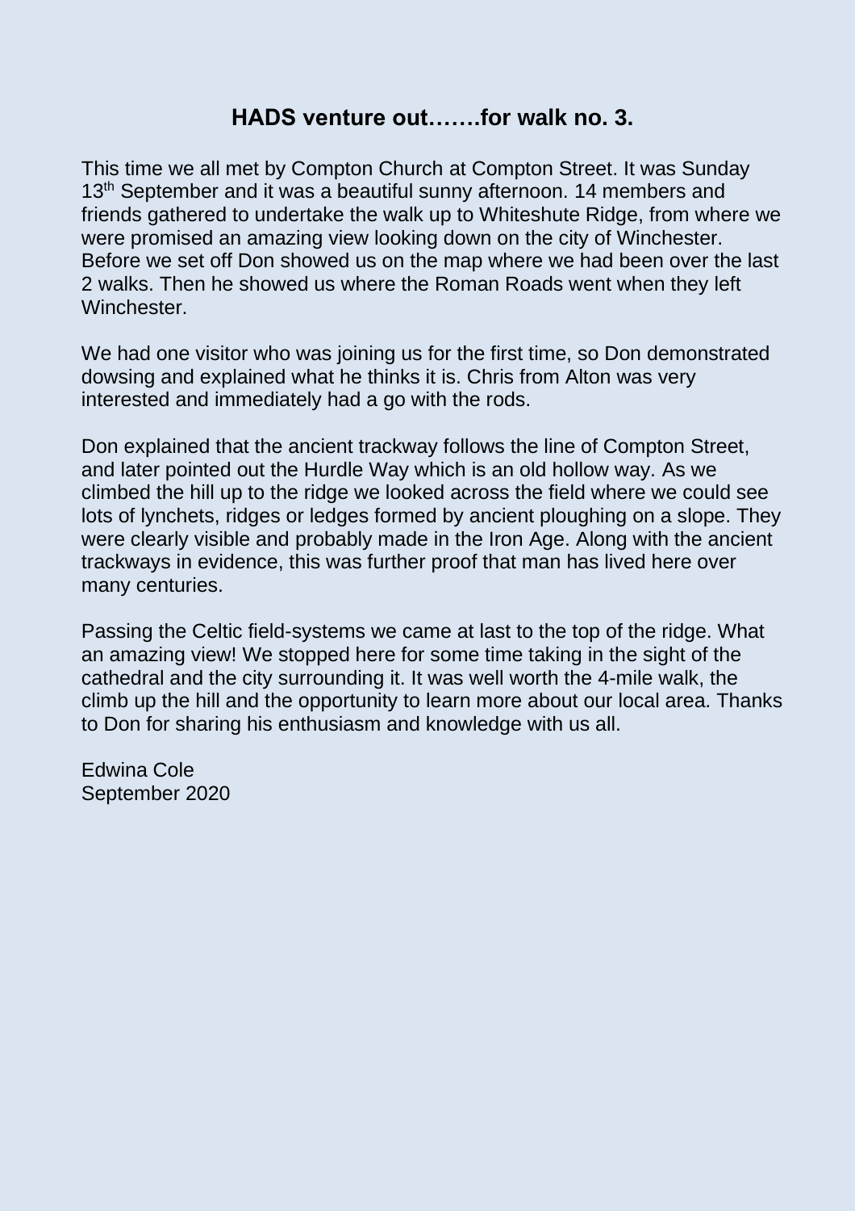## HADS venture out…….for walk no. 3.

This time we all met by Compton Church at Compton Street. It was Sunday 13th September and it was a beautiful sunny afternoon. 14 members and friends gathered to undertake the walk up to Whiteshute Ridge, from where we were promised an amazing view looking down on the city of Winchester. Before we set off Don showed us on the map where we had been over the last 2 walks. Then he showed us where the Roman Roads went when they left Winchester.

We had one visitor who was joining us for the first time, so Don demonstrated dowsing and explained what he thinks it is. Chris from Alton was very interested and immediately had a go with the rods.

Don explained that the ancient trackway follows the line of Compton Street, and later pointed out the Hurdle Way which is an old hollow way. As we climbed the hill up to the ridge we looked across the field where we could see lots of lynchets, ridges or ledges formed by ancient ploughing on a slope. They were clearly visible and probably made in the Iron Age. Along with the ancient trackways in evidence, this was further proof that man has lived here over many centuries.

Passing the Celtic field-systems we came at last to the top of the ridge. What an amazing view! We stopped here for some time taking in the sight of the cathedral and the city surrounding it. It was well worth the 4-mile walk, the climb up the hill and the opportunity to learn more about our local area. Thanks to Don for sharing his enthusiasm and knowledge with us all.

Edwina Cole
September 2020